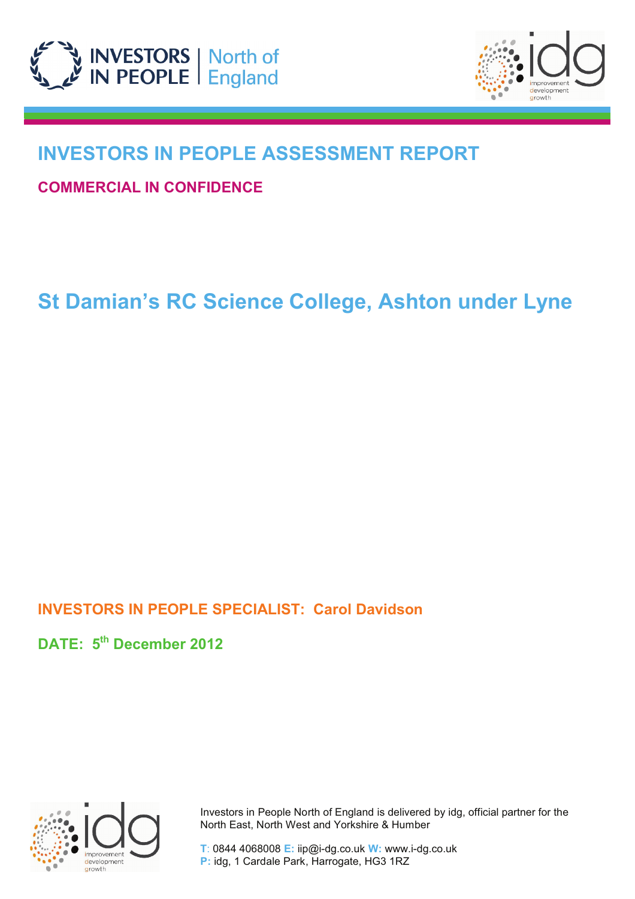INVESTORS IN PEOPLE | North of England

idg improvement development growth

# INVESTORS IN PEOPLE ASSESSMENT REPORT

**COMMERCIAL IN CONFIDENCE**

# St Damian's RC Science College, Ashton under Lyne

**INVESTORS IN PEOPLE SPECIALIST: Carol Davidson**

**DATE: 5th December 2012**

Investors in People North of England is delivered by idg, official partner for the North East, North West and Yorkshire & Humber

**T**: 0844 4068008 **E:** iip@i-dg.co.uk **W:** www.i-dg.co.uk
**P:** idg, 1 Cardale Park, Harrogate, HG3 1RZ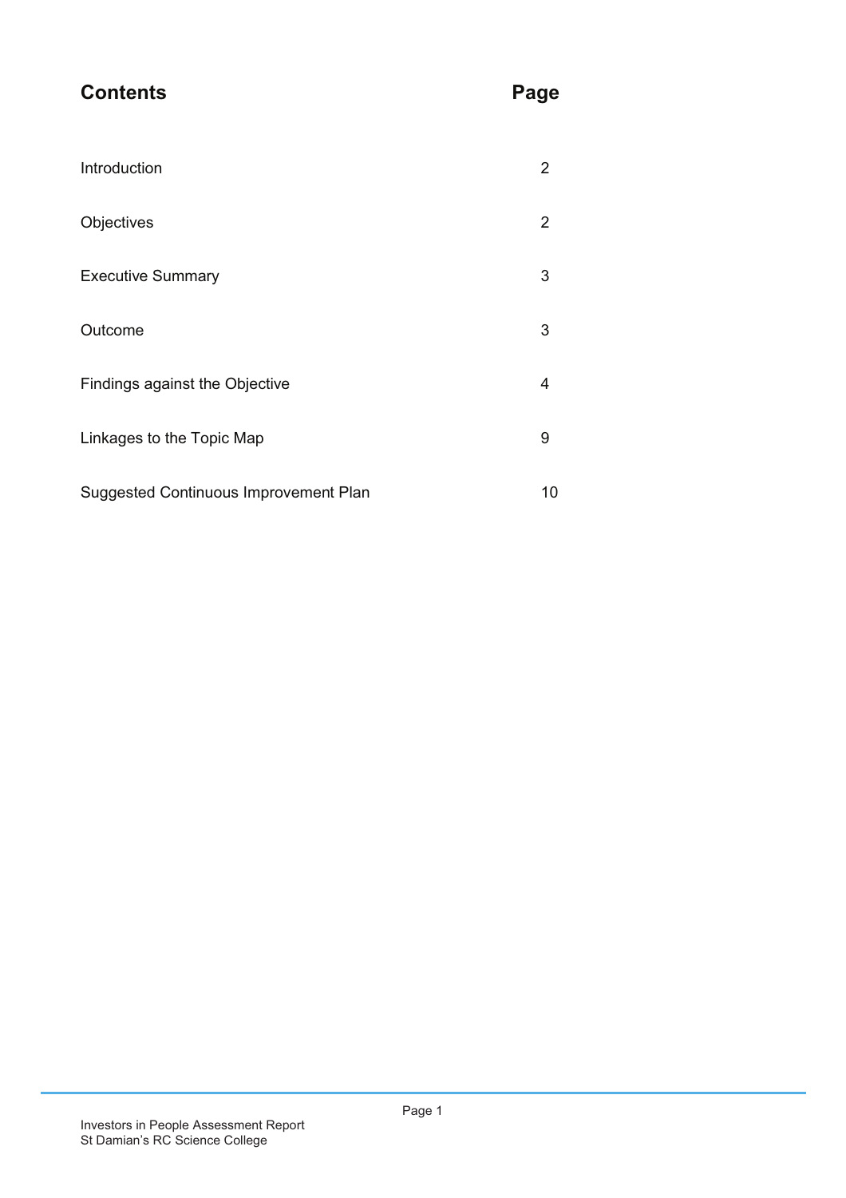| Contents | Page |
|---|---|
| Introduction | 2 |
| Objectives | 2 |
| Executive Summary | 3 |
| Outcome | 3 |
| Findings against the Objective | 4 |
| Linkages to the Topic Map | 9 |
| Suggested Continuous Improvement Plan | 10 |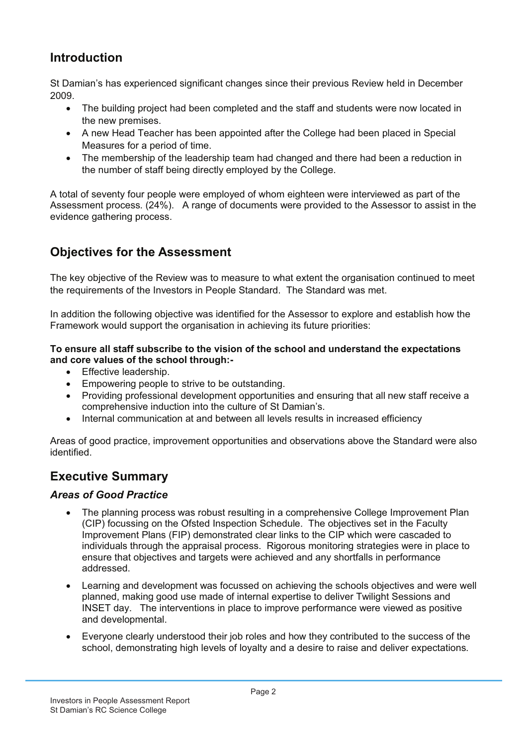## Introduction

St Damian's has experienced significant changes since their previous Review held in December 2009.

- The building project had been completed and the staff and students were now located in the new premises.
- A new Head Teacher has been appointed after the College had been placed in Special Measures for a period of time.
- The membership of the leadership team had changed and there had been a reduction in the number of staff being directly employed by the College.

A total of seventy four people were employed of whom eighteen were interviewed as part of the Assessment process. (24%). A range of documents were provided to the Assessor to assist in the evidence gathering process.

## Objectives for the Assessment

The key objective of the Review was to measure to what extent the organisation continued to meet the requirements of the Investors in People Standard. The Standard was met.

In addition the following objective was identified for the Assessor to explore and establish how the Framework would support the organisation in achieving its future priorities:

**To ensure all staff subscribe to the vision of the school and understand the expectations and core values of the school through:-**

- Effective leadership.
- Empowering people to strive to be outstanding.
- Providing professional development opportunities and ensuring that all new staff receive a comprehensive induction into the culture of St Damian's.
- Internal communication at and between all levels results in increased efficiency

Areas of good practice, improvement opportunities and observations above the Standard were also identified.

## Executive Summary

### *Areas of Good Practice*

- The planning process was robust resulting in a comprehensive College Improvement Plan (CIP) focussing on the Ofsted Inspection Schedule. The objectives set in the Faculty Improvement Plans (FIP) demonstrated clear links to the CIP which were cascaded to individuals through the appraisal process. Rigorous monitoring strategies were in place to ensure that objectives and targets were achieved and any shortfalls in performance addressed.
- Learning and development was focussed on achieving the schools objectives and were well planned, making good use made of internal expertise to deliver Twilight Sessions and INSET day. The interventions in place to improve performance were viewed as positive and developmental.
- Everyone clearly understood their job roles and how they contributed to the success of the school, demonstrating high levels of loyalty and a desire to raise and deliver expectations.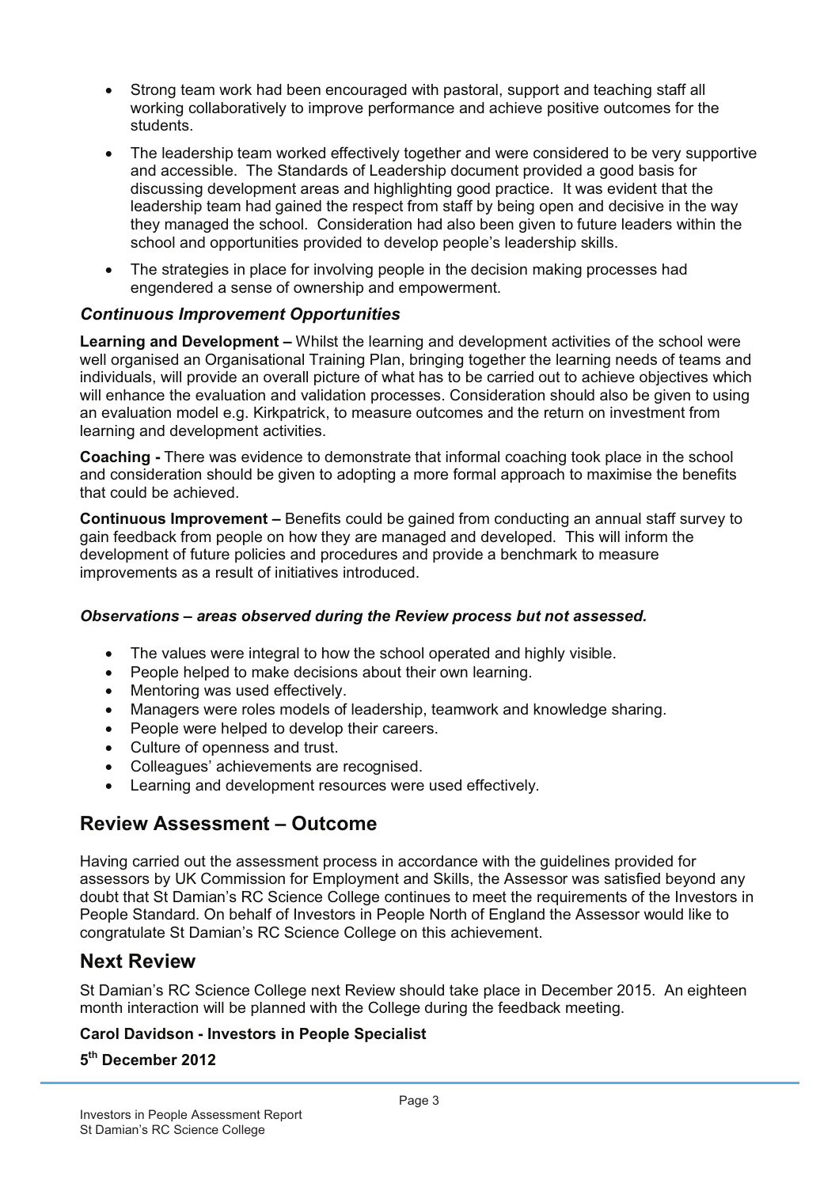- Strong team work had been encouraged with pastoral, support and teaching staff all working collaboratively to improve performance and achieve positive outcomes for the students.
- The leadership team worked effectively together and were considered to be very supportive and accessible. The Standards of Leadership document provided a good basis for discussing development areas and highlighting good practice. It was evident that the leadership team had gained the respect from staff by being open and decisive in the way they managed the school. Consideration had also been given to future leaders within the school and opportunities provided to develop people's leadership skills.
- The strategies in place for involving people in the decision making processes had engendered a sense of ownership and empowerment.

### *Continuous Improvement Opportunities*

**Learning and Development –** Whilst the learning and development activities of the school were well organised an Organisational Training Plan, bringing together the learning needs of teams and individuals, will provide an overall picture of what has to be carried out to achieve objectives which will enhance the evaluation and validation processes. Consideration should also be given to using an evaluation model e.g. Kirkpatrick, to measure outcomes and the return on investment from learning and development activities.

**Coaching -** There was evidence to demonstrate that informal coaching took place in the school and consideration should be given to adopting a more formal approach to maximise the benefits that could be achieved.

**Continuous Improvement –** Benefits could be gained from conducting an annual staff survey to gain feedback from people on how they are managed and developed. This will inform the development of future policies and procedures and provide a benchmark to measure improvements as a result of initiatives introduced.

***Observations – areas observed during the Review process but not assessed.***

- The values were integral to how the school operated and highly visible.
- People helped to make decisions about their own learning.
- Mentoring was used effectively.
- Managers were roles models of leadership, teamwork and knowledge sharing.
- People were helped to develop their careers.
- Culture of openness and trust.
- Colleagues' achievements are recognised.
- Learning and development resources were used effectively.

## Review Assessment – Outcome

Having carried out the assessment process in accordance with the guidelines provided for assessors by UK Commission for Employment and Skills, the Assessor was satisfied beyond any doubt that St Damian's RC Science College continues to meet the requirements of the Investors in People Standard. On behalf of Investors in People North of England the Assessor would like to congratulate St Damian's RC Science College on this achievement.

## Next Review

St Damian's RC Science College next Review should take place in December 2015. An eighteen month interaction will be planned with the College during the feedback meeting.

**Carol Davidson - Investors in People Specialist**

**5th December 2012**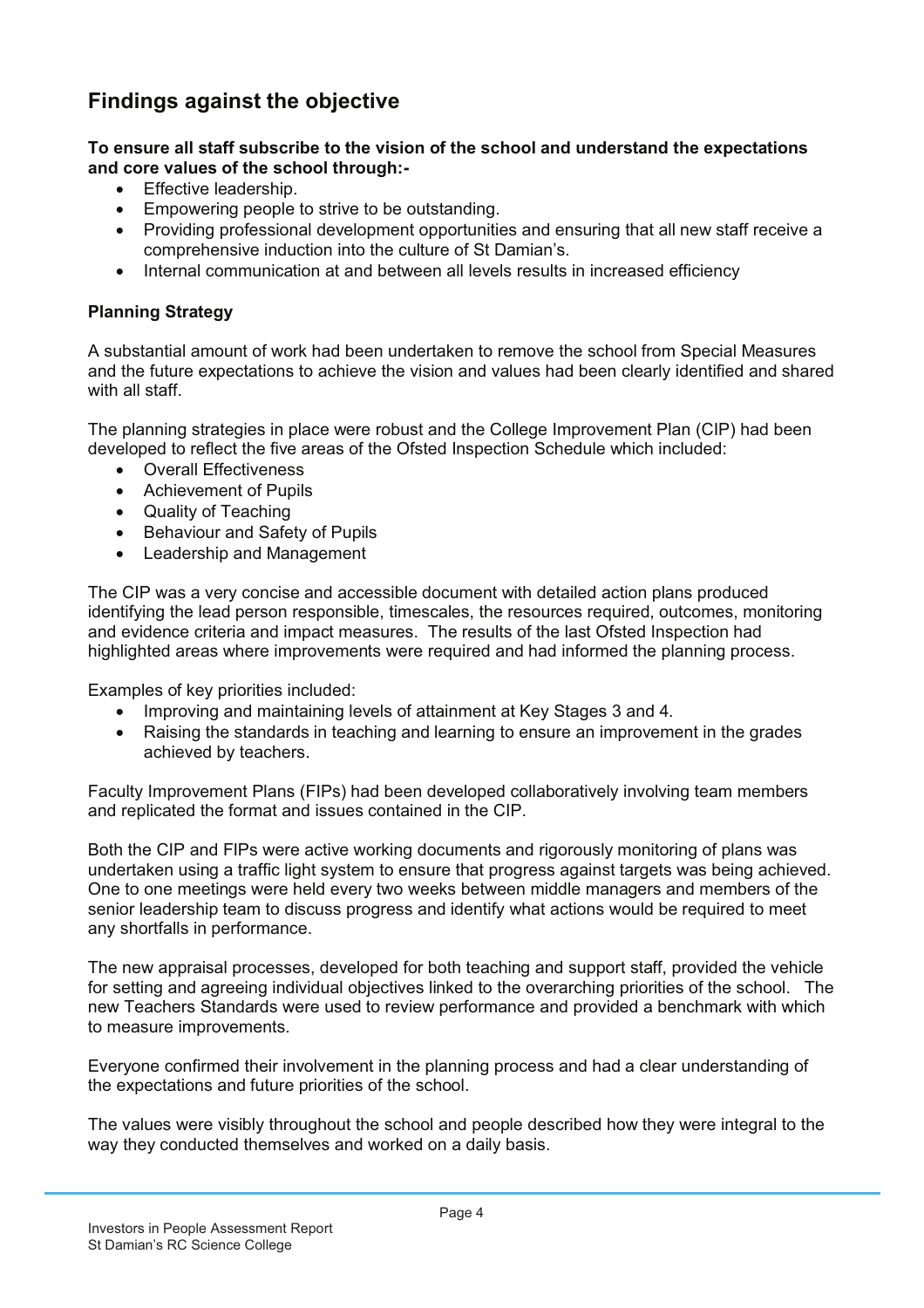## Findings against the objective

**To ensure all staff subscribe to the vision of the school and understand the expectations and core values of the school through:-**

- Effective leadership.
- Empowering people to strive to be outstanding.
- Providing professional development opportunities and ensuring that all new staff receive a comprehensive induction into the culture of St Damian's.
- Internal communication at and between all levels results in increased efficiency

### Planning Strategy

A substantial amount of work had been undertaken to remove the school from Special Measures and the future expectations to achieve the vision and values had been clearly identified and shared with all staff.

The planning strategies in place were robust and the College Improvement Plan (CIP) had been developed to reflect the five areas of the Ofsted Inspection Schedule which included:

- Overall Effectiveness
- Achievement of Pupils
- Quality of Teaching
- Behaviour and Safety of Pupils
- Leadership and Management

The CIP was a very concise and accessible document with detailed action plans produced identifying the lead person responsible, timescales, the resources required, outcomes, monitoring and evidence criteria and impact measures. The results of the last Ofsted Inspection had highlighted areas where improvements were required and had informed the planning process.

Examples of key priorities included:

- Improving and maintaining levels of attainment at Key Stages 3 and 4.
- Raising the standards in teaching and learning to ensure an improvement in the grades achieved by teachers.

Faculty Improvement Plans (FIPs) had been developed collaboratively involving team members and replicated the format and issues contained in the CIP.

Both the CIP and FIPs were active working documents and rigorously monitoring of plans was undertaken using a traffic light system to ensure that progress against targets was being achieved. One to one meetings were held every two weeks between middle managers and members of the senior leadership team to discuss progress and identify what actions would be required to meet any shortfalls in performance.

The new appraisal processes, developed for both teaching and support staff, provided the vehicle for setting and agreeing individual objectives linked to the overarching priorities of the school. The new Teachers Standards were used to review performance and provided a benchmark with which to measure improvements.

Everyone confirmed their involvement in the planning process and had a clear understanding of the expectations and future priorities of the school.

The values were visibly throughout the school and people described how they were integral to the way they conducted themselves and worked on a daily basis.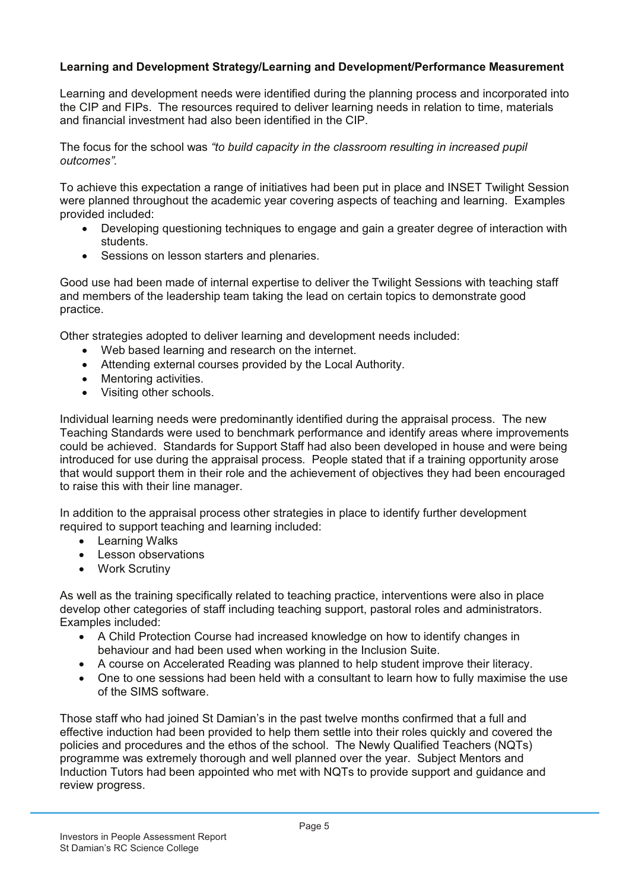**Learning and Development Strategy/Learning and Development/Performance Measurement**

Learning and development needs were identified during the planning process and incorporated into the CIP and FIPs. The resources required to deliver learning needs in relation to time, materials and financial investment had also been identified in the CIP.

The focus for the school was *"to build capacity in the classroom resulting in increased pupil outcomes".*

To achieve this expectation a range of initiatives had been put in place and INSET Twilight Session were planned throughout the academic year covering aspects of teaching and learning. Examples provided included:

- Developing questioning techniques to engage and gain a greater degree of interaction with students.
- Sessions on lesson starters and plenaries.

Good use had been made of internal expertise to deliver the Twilight Sessions with teaching staff and members of the leadership team taking the lead on certain topics to demonstrate good practice.

Other strategies adopted to deliver learning and development needs included:

- Web based learning and research on the internet.
- Attending external courses provided by the Local Authority.
- Mentoring activities.
- Visiting other schools.

Individual learning needs were predominantly identified during the appraisal process. The new Teaching Standards were used to benchmark performance and identify areas where improvements could be achieved. Standards for Support Staff had also been developed in house and were being introduced for use during the appraisal process. People stated that if a training opportunity arose that would support them in their role and the achievement of objectives they had been encouraged to raise this with their line manager.

In addition to the appraisal process other strategies in place to identify further development required to support teaching and learning included:

- Learning Walks
- Lesson observations
- Work Scrutiny

As well as the training specifically related to teaching practice, interventions were also in place develop other categories of staff including teaching support, pastoral roles and administrators. Examples included:

- A Child Protection Course had increased knowledge on how to identify changes in behaviour and had been used when working in the Inclusion Suite.
- A course on Accelerated Reading was planned to help student improve their literacy.
- One to one sessions had been held with a consultant to learn how to fully maximise the use of the SIMS software.

Those staff who had joined St Damian's in the past twelve months confirmed that a full and effective induction had been provided to help them settle into their roles quickly and covered the policies and procedures and the ethos of the school. The Newly Qualified Teachers (NQTs) programme was extremely thorough and well planned over the year. Subject Mentors and Induction Tutors had been appointed who met with NQTs to provide support and guidance and review progress.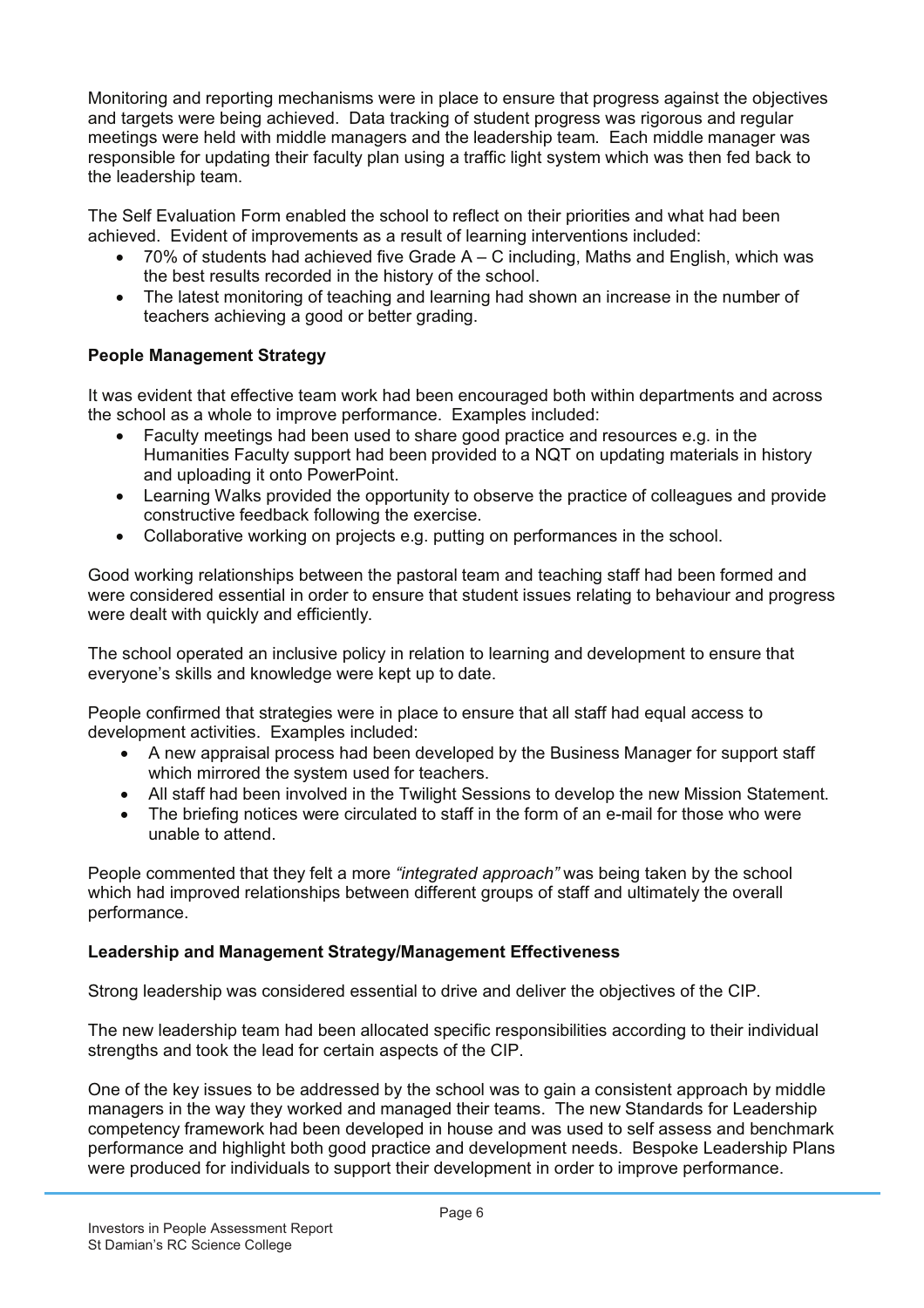Monitoring and reporting mechanisms were in place to ensure that progress against the objectives and targets were being achieved. Data tracking of student progress was rigorous and regular meetings were held with middle managers and the leadership team. Each middle manager was responsible for updating their faculty plan using a traffic light system which was then fed back to the leadership team.

The Self Evaluation Form enabled the school to reflect on their priorities and what had been achieved. Evident of improvements as a result of learning interventions included:

- 70% of students had achieved five Grade A – C including, Maths and English, which was the best results recorded in the history of the school.
- The latest monitoring of teaching and learning had shown an increase in the number of teachers achieving a good or better grading.

**People Management Strategy**

It was evident that effective team work had been encouraged both within departments and across the school as a whole to improve performance. Examples included:

- Faculty meetings had been used to share good practice and resources e.g. in the Humanities Faculty support had been provided to a NQT on updating materials in history and uploading it onto PowerPoint.
- Learning Walks provided the opportunity to observe the practice of colleagues and provide constructive feedback following the exercise.
- Collaborative working on projects e.g. putting on performances in the school.

Good working relationships between the pastoral team and teaching staff had been formed and were considered essential in order to ensure that student issues relating to behaviour and progress were dealt with quickly and efficiently.

The school operated an inclusive policy in relation to learning and development to ensure that everyone's skills and knowledge were kept up to date.

People confirmed that strategies were in place to ensure that all staff had equal access to development activities. Examples included:

- A new appraisal process had been developed by the Business Manager for support staff which mirrored the system used for teachers.
- All staff had been involved in the Twilight Sessions to develop the new Mission Statement.
- The briefing notices were circulated to staff in the form of an e-mail for those who were unable to attend.

People commented that they felt a more *"integrated approach"* was being taken by the school which had improved relationships between different groups of staff and ultimately the overall performance.

**Leadership and Management Strategy/Management Effectiveness**

Strong leadership was considered essential to drive and deliver the objectives of the CIP.

The new leadership team had been allocated specific responsibilities according to their individual strengths and took the lead for certain aspects of the CIP.

One of the key issues to be addressed by the school was to gain a consistent approach by middle managers in the way they worked and managed their teams. The new Standards for Leadership competency framework had been developed in house and was used to self assess and benchmark performance and highlight both good practice and development needs. Bespoke Leadership Plans were produced for individuals to support their development in order to improve performance.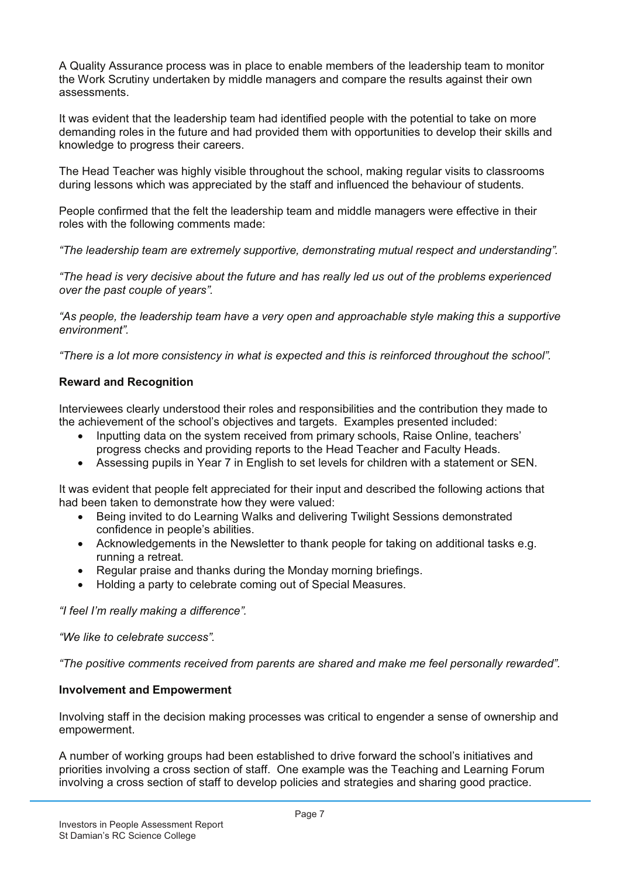A Quality Assurance process was in place to enable members of the leadership team to monitor the Work Scrutiny undertaken by middle managers and compare the results against their own assessments.

It was evident that the leadership team had identified people with the potential to take on more demanding roles in the future and had provided them with opportunities to develop their skills and knowledge to progress their careers.

The Head Teacher was highly visible throughout the school, making regular visits to classrooms during lessons which was appreciated by the staff and influenced the behaviour of students.

People confirmed that the felt the leadership team and middle managers were effective in their roles with the following comments made:

*"The leadership team are extremely supportive, demonstrating mutual respect and understanding".*

*"The head is very decisive about the future and has really led us out of the problems experienced over the past couple of years".*

*"As people, the leadership team have a very open and approachable style making this a supportive environment".*

*"There is a lot more consistency in what is expected and this is reinforced throughout the school".*

**Reward and Recognition**

Interviewees clearly understood their roles and responsibilities and the contribution they made to the achievement of the school's objectives and targets. Examples presented included:

- Inputting data on the system received from primary schools, Raise Online, teachers' progress checks and providing reports to the Head Teacher and Faculty Heads.
- Assessing pupils in Year 7 in English to set levels for children with a statement or SEN.

It was evident that people felt appreciated for their input and described the following actions that had been taken to demonstrate how they were valued:

- Being invited to do Learning Walks and delivering Twilight Sessions demonstrated confidence in people's abilities.
- Acknowledgements in the Newsletter to thank people for taking on additional tasks e.g. running a retreat.
- Regular praise and thanks during the Monday morning briefings.
- Holding a party to celebrate coming out of Special Measures.

*"I feel I'm really making a difference".*

*"We like to celebrate success".*

*"The positive comments received from parents are shared and make me feel personally rewarded".*

**Involvement and Empowerment**

Involving staff in the decision making processes was critical to engender a sense of ownership and empowerment.

A number of working groups had been established to drive forward the school's initiatives and priorities involving a cross section of staff. One example was the Teaching and Learning Forum involving a cross section of staff to develop policies and strategies and sharing good practice.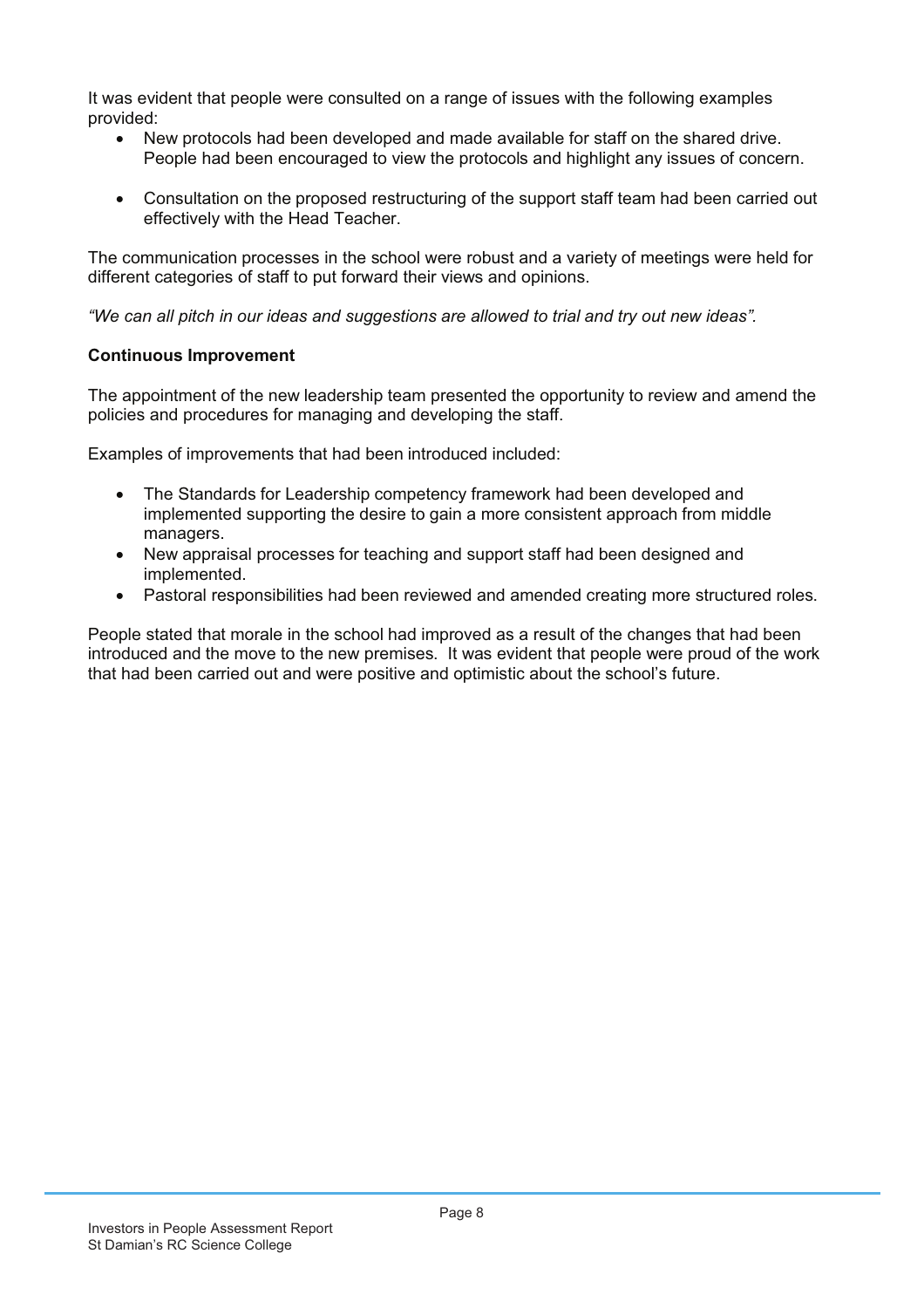It was evident that people were consulted on a range of issues with the following examples provided:

- New protocols had been developed and made available for staff on the shared drive. People had been encouraged to view the protocols and highlight any issues of concern.

- Consultation on the proposed restructuring of the support staff team had been carried out effectively with the Head Teacher.

The communication processes in the school were robust and a variety of meetings were held for different categories of staff to put forward their views and opinions.

*"We can all pitch in our ideas and suggestions are allowed to trial and try out new ideas".*

**Continuous Improvement**

The appointment of the new leadership team presented the opportunity to review and amend the policies and procedures for managing and developing the staff.

Examples of improvements that had been introduced included:

- The Standards for Leadership competency framework had been developed and implemented supporting the desire to gain a more consistent approach from middle managers.
- New appraisal processes for teaching and support staff had been designed and implemented.
- Pastoral responsibilities had been reviewed and amended creating more structured roles.

People stated that morale in the school had improved as a result of the changes that had been introduced and the move to the new premises. It was evident that people were proud of the work that had been carried out and were positive and optimistic about the school's future.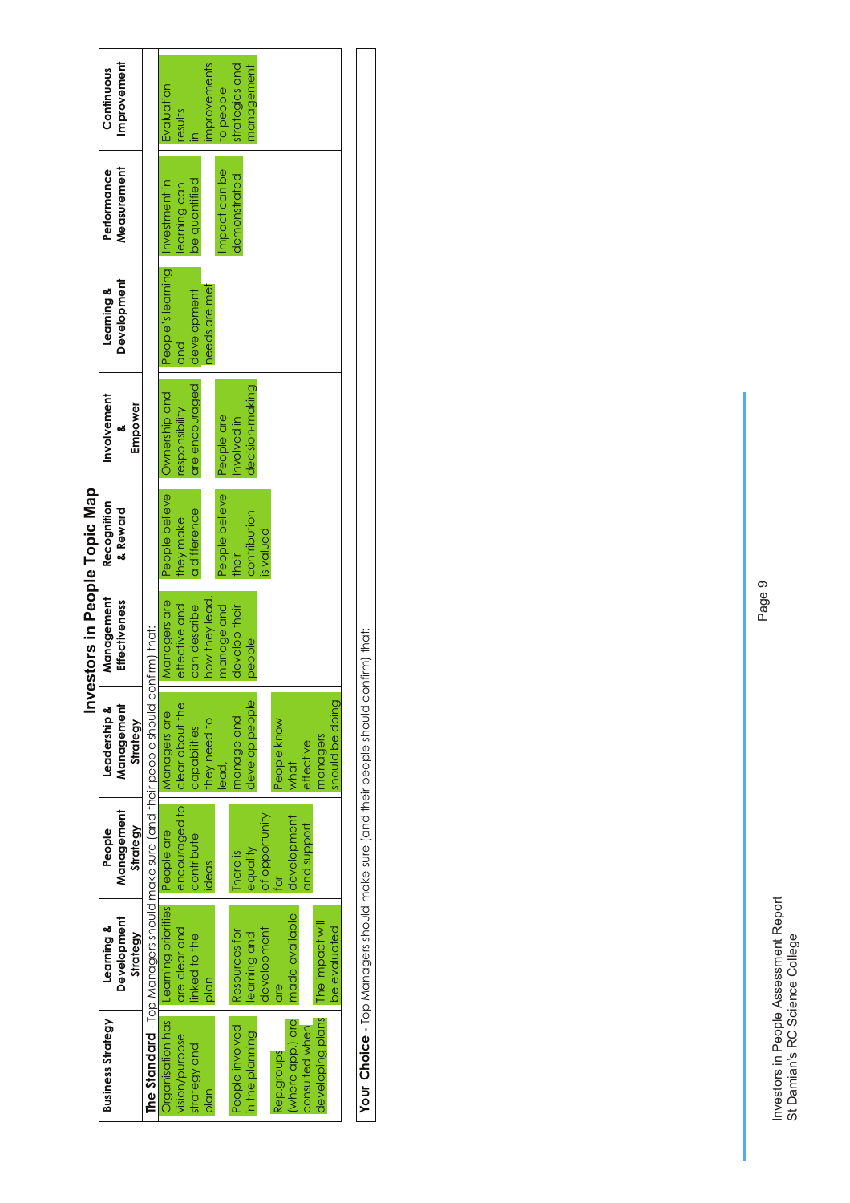# Investors in People Topic Map

| Business Strategy | Learning & Development Strategy | People Management Strategy | Leadership & Management Strategy | Management Effectiveness | Recognition & Reward | Involvement & Empower | Learning & Development | Performance Measurement | Continuous Improvement |
|---|---|---|---|---|---|---|---|---|---|
| **The Standard** - Top Managers should make sure (and their people should confirm) that: | | | | | | | | | |
| Organisation has vision/purpose strategy and plan<br><br>People involved in the planning<br><br>Rep.groups (where app.) are consulted when developing plans | Learning priorities are clear and linked to the plan<br><br>Resources for learning and development are made available<br><br>The impact will be evaluated | People are encouraged to contribute ideas<br><br>There is equality of opportunity for development and support | Managers are clear about the capabilities they need to lead, manage and develop people<br><br>People know what effective managers should be doing | Managers are effective and can describe how they lead, manage and develop their people | People believe they make a difference<br><br>People believe their contribution is valued | Ownership and responsibility are encouraged<br><br>People are involved in decision-making | People's learning and development needs are met | Investment in learning can be quantified<br><br>Impact can be demonstrated | Evaluation results in improvements to people strategies and management |

**Your Choice** - Top Managers should make sure (and their people should confirm) that: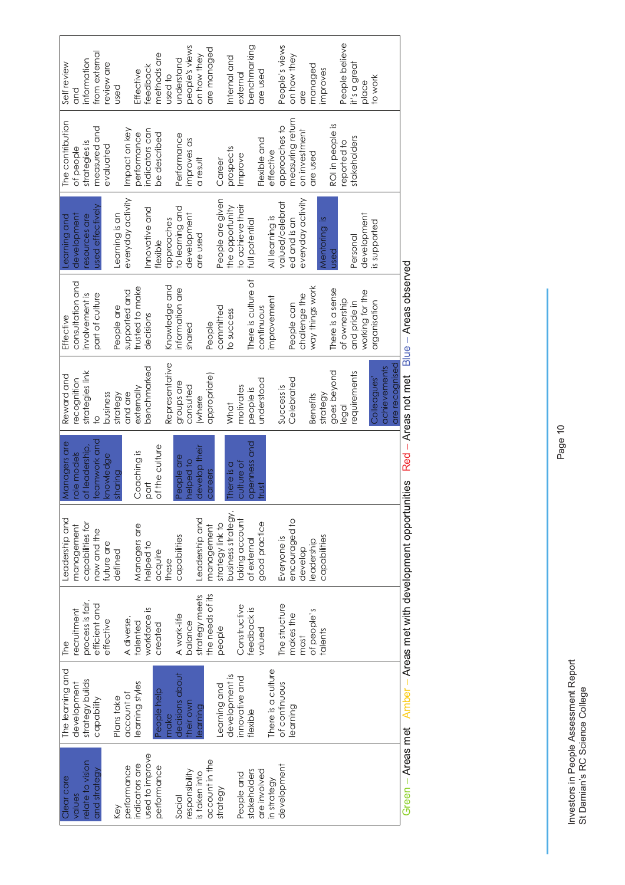| | | | | | | | | | |
|---|---|---|---|---|---|---|---|---|---|
| Clear core values relate to vision and strategy<br><br>Key performance indicators are used to improve performance<br><br>Social responsibility is taken into account in the strategy<br><br>People and stakeholders are involved in strategy development | The learning and development strategy builds capability<br><br>Plans take account of learning styles<br><br>People help make decisions about their own learning<br><br>Learning and development is innovative and flexible<br><br>There is a culture of continuous learning | The recruitment process is fair, efficient and effective<br><br>A diverse, talented workforce is created<br><br>A work-life balance strategy meets the needs of its people<br><br>Constructive feedback is valued<br><br>The structure makes the most of people's talents | Leadership and management capabilities for now and the future are defined<br><br>Managers are helped to acquire these capabilities<br><br>Leadership and management strategy link to business strategy, taking account of external good practice<br><br>Everyone is encouraged to develop leadership capabilities | Managers are role models of leadership, teamwork and knowledge sharing<br><br>Coaching is part of the culture<br><br>People are helped to develop their careers<br><br>There is a culture of openness and trust | Reward and recognition strategies link to business strategy and are externally benchmarked<br><br>Representative groups are consulted (where appropriate)<br><br>What motivates people is understood<br><br>Success is Celebrated<br><br>Benefits strategy goes beyond legal requirements<br><br>Colleagues' achievements are recognised | Effective consultation and involvement is part of culture<br><br>People are supported and trusted to make decisions<br><br>Knowledge and information are shared<br><br>People committed to success<br><br>There is culture of continuous improvement<br><br>People can challenge the way things work<br><br>There is a sense of ownership and pride in working for the organisation | Learning and development resources are used effectively<br><br>Learning is an everyday activity<br><br>Innovative and flexible approaches to learning and development are used<br><br>People are given the opportunity to achieve their full potential<br><br>All learning is valued/celebrated and is an everyday activity<br><br>Mentoring is used<br><br>Personal development is supported | The contribution of people strategies is measured and evaluated<br><br>Impact on key performance indicators can be described<br><br>Performance improves as a result<br><br>Career prospects Improve<br><br>Flexible and effective approaches to measuring return on investment are used<br><br>ROI in people is reported to stakeholders | Self review and information from external review are used<br><br>Effective feedback methods are used to understand people's views on how they are managed<br><br>Internal and external benchmarking are used<br><br>People's views on how they are managed improves<br><br>People believe it's a great place to work |

Green – Areas met  Amber – Areas met with development opportunities  Red – Areas not met  Blue – Areas observed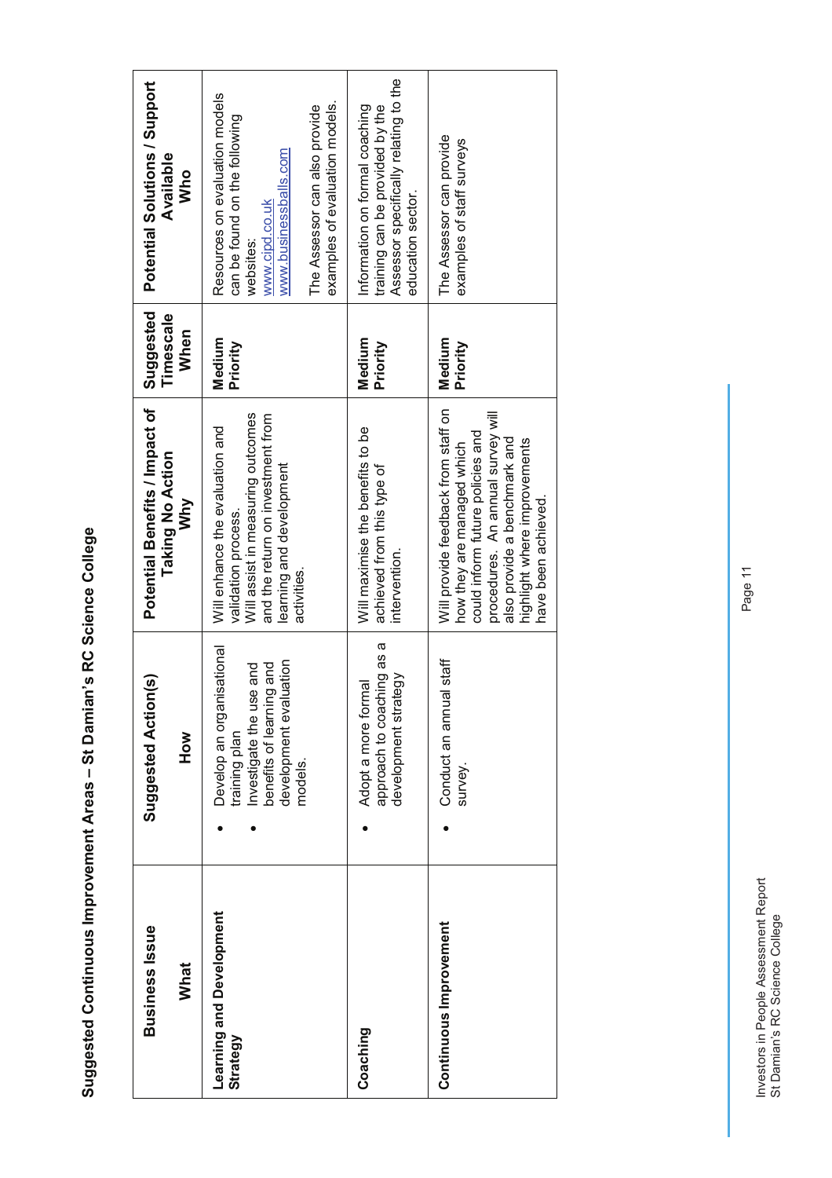## Suggested Continuous Improvement Areas – St Damian's RC Science College

| Business Issue<br><br>What | Suggested Action(s)<br><br>How | Potential Benefits / Impact of Taking No Action<br>Why | Suggested Timescale<br>When | Potential Solutions / Support Available<br>Who |
|---|---|---|---|---|
| **Learning and Development Strategy** | • Develop an organisational training plan<br>• Investigate the use and benefits of learning and development evaluation models. | Will enhance the evaluation and validation process.<br>Will assist in measuring outcomes and the return on investment from learning and development activities. | **Medium Priority** | Resources on evaluation models can be found on the following websites:<br>www.cipd.co.uk<br>www.businessballs.com<br><br>The Assessor can also provide examples of evaluation models. |
| **Coaching** | • Adopt a more formal approach to coaching as a development strategy | Will maximise the benefits to be achieved from this type of intervention. | **Medium Priority** | Information on formal coaching training can be provided by the Assessor specifically relating to the education sector. |
| **Continuous Improvement** | • Conduct an annual staff survey. | Will provide feedback from staff on how they are managed which could inform future policies and procedures. An annual survey will also provide a benchmark and highlight where improvements have been achieved. | **Medium Priority** | The Assessor can provide examples of staff surveys |